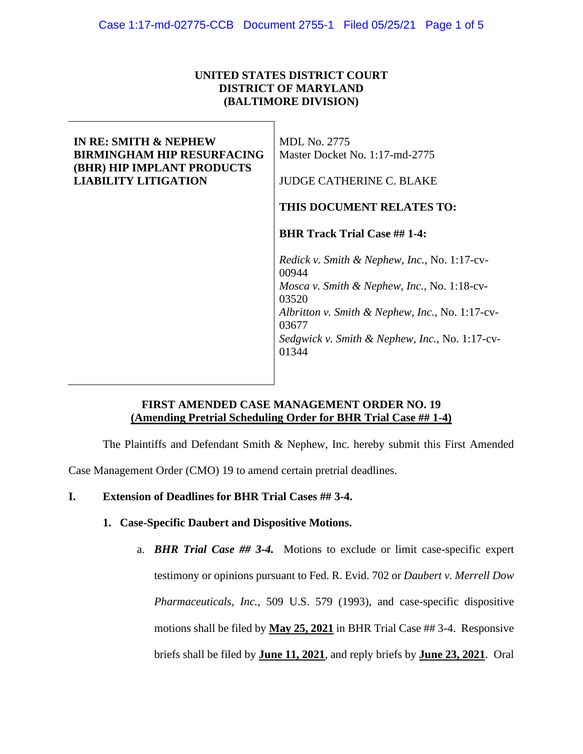**UNITED STATES DISTRICT COURT**
**DISTRICT OF MARYLAND**
**(BALTIMORE DIVISION)**

| | |
|---|---|
| **IN RE: SMITH & NEPHEW BIRMINGHAM HIP RESURFACING (BHR) HIP IMPLANT PRODUCTS LIABILITY LITIGATION** | MDL No. 2775<br>Master Docket No. 1:17-md-2775<br><br>JUDGE CATHERINE C. BLAKE<br><br>**THIS DOCUMENT RELATES TO:**<br><br>**BHR Track Trial Case ## 1-4:**<br><br>*Redick v. Smith & Nephew, Inc.*, No. 1:17-cv-00944<br>*Mosca v. Smith & Nephew, Inc.*, No. 1:18-cv-03520<br>*Albritton v. Smith & Nephew, Inc.*, No. 1:17-cv-03677<br>*Sedgwick v. Smith & Nephew, Inc.*, No. 1:17-cv-01344 |

**FIRST AMENDED CASE MANAGEMENT ORDER NO. 19**
**(Amending Pretrial Scheduling Order for BHR Trial Case ## 1-4)**

The Plaintiffs and Defendant Smith & Nephew, Inc. hereby submit this First Amended Case Management Order (CMO) 19 to amend certain pretrial deadlines.

**I. Extension of Deadlines for BHR Trial Cases ## 3-4.**

**1. Case-Specific Daubert and Dispositive Motions.**

a. ***BHR Trial Case ## 3-4.*** Motions to exclude or limit case-specific expert testimony or opinions pursuant to Fed. R. Evid. 702 or *Daubert v. Merrell Dow Pharmaceuticals, Inc.*, 509 U.S. 579 (1993), and case-specific dispositive motions shall be filed by **May 25, 2021** in BHR Trial Case ## 3-4. Responsive briefs shall be filed by **June 11, 2021**, and reply briefs by **June 23, 2021**. Oral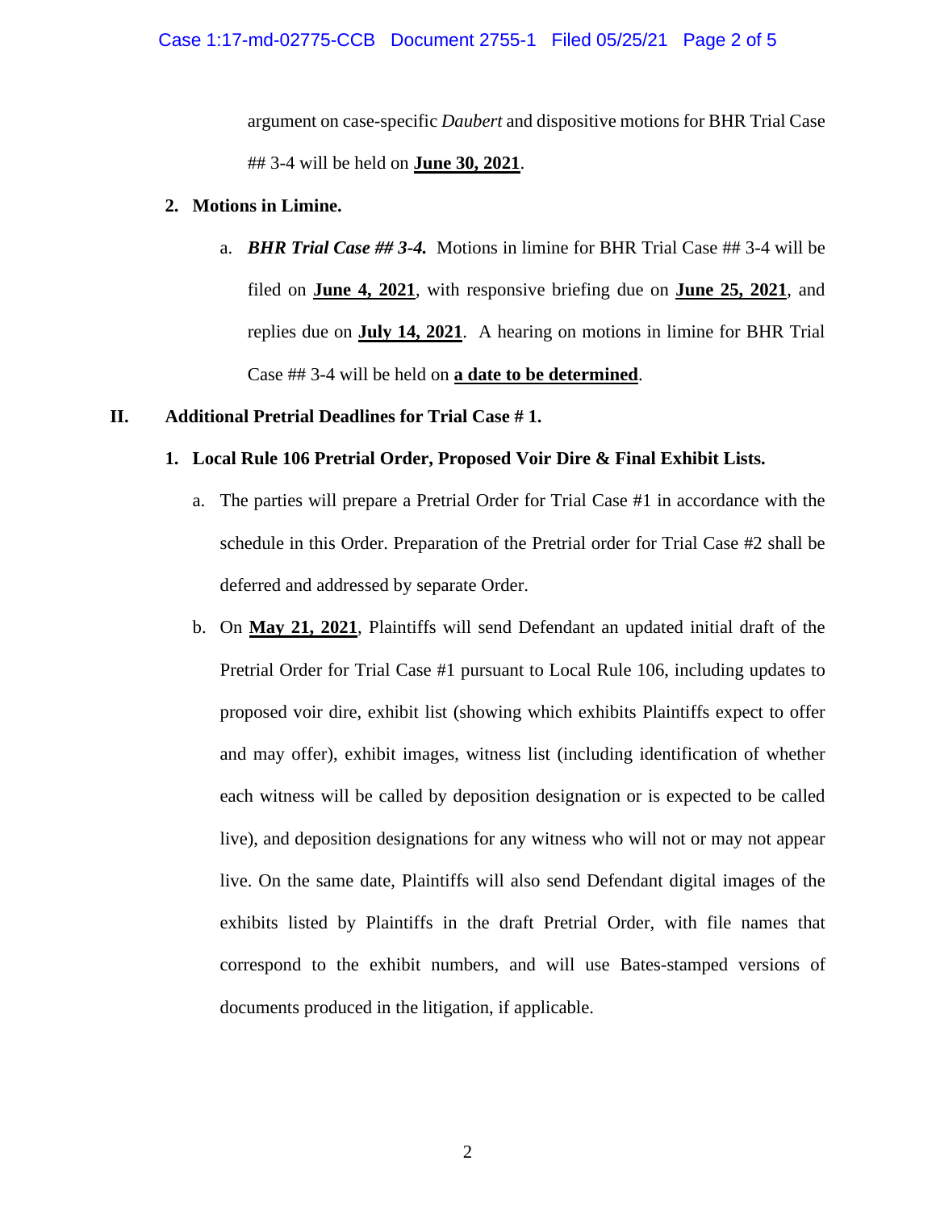argument on case-specific *Daubert* and dispositive motions for BHR Trial Case ## 3-4 will be held on **June 30, 2021**.

**2. Motions in Limine.**

a. ***BHR Trial Case ## 3-4.*** Motions in limine for BHR Trial Case ## 3-4 will be filed on **June 4, 2021**, with responsive briefing due on **June 25, 2021**, and replies due on **July 14, 2021**. A hearing on motions in limine for BHR Trial Case ## 3-4 will be held on **a date to be determined**.

**II. Additional Pretrial Deadlines for Trial Case # 1.**

**1. Local Rule 106 Pretrial Order, Proposed Voir Dire & Final Exhibit Lists.**

a. The parties will prepare a Pretrial Order for Trial Case #1 in accordance with the schedule in this Order. Preparation of the Pretrial order for Trial Case #2 shall be deferred and addressed by separate Order.

b. On **May 21, 2021**, Plaintiffs will send Defendant an updated initial draft of the Pretrial Order for Trial Case #1 pursuant to Local Rule 106, including updates to proposed voir dire, exhibit list (showing which exhibits Plaintiffs expect to offer and may offer), exhibit images, witness list (including identification of whether each witness will be called by deposition designation or is expected to be called live), and deposition designations for any witness who will not or may not appear live. On the same date, Plaintiffs will also send Defendant digital images of the exhibits listed by Plaintiffs in the draft Pretrial Order, with file names that correspond to the exhibit numbers, and will use Bates-stamped versions of documents produced in the litigation, if applicable.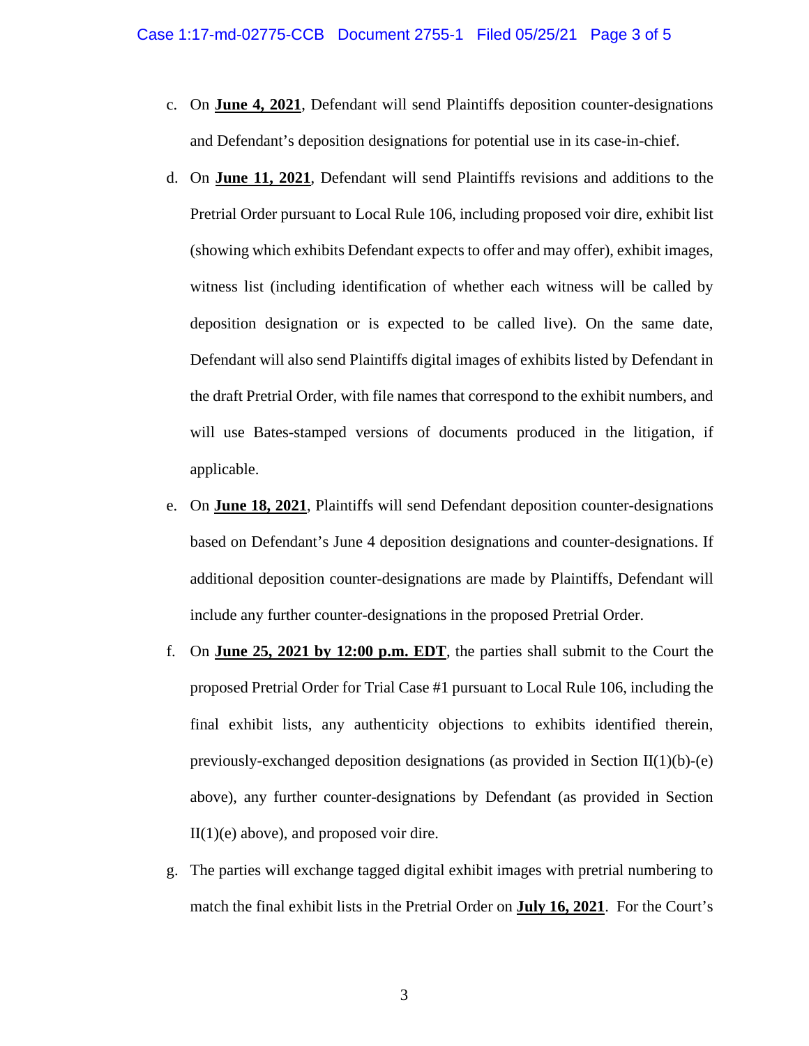c. On **June 4, 2021**, Defendant will send Plaintiffs deposition counter-designations and Defendant's deposition designations for potential use in its case-in-chief.

d. On **June 11, 2021**, Defendant will send Plaintiffs revisions and additions to the Pretrial Order pursuant to Local Rule 106, including proposed voir dire, exhibit list (showing which exhibits Defendant expects to offer and may offer), exhibit images, witness list (including identification of whether each witness will be called by deposition designation or is expected to be called live). On the same date, Defendant will also send Plaintiffs digital images of exhibits listed by Defendant in the draft Pretrial Order, with file names that correspond to the exhibit numbers, and will use Bates-stamped versions of documents produced in the litigation, if applicable.

e. On **June 18, 2021**, Plaintiffs will send Defendant deposition counter-designations based on Defendant's June 4 deposition designations and counter-designations. If additional deposition counter-designations are made by Plaintiffs, Defendant will include any further counter-designations in the proposed Pretrial Order.

f. On **June 25, 2021 by 12:00 p.m. EDT**, the parties shall submit to the Court the proposed Pretrial Order for Trial Case #1 pursuant to Local Rule 106, including the final exhibit lists, any authenticity objections to exhibits identified therein, previously-exchanged deposition designations (as provided in Section II(1)(b)-(e) above), any further counter-designations by Defendant (as provided in Section II(1)(e) above), and proposed voir dire.

g. The parties will exchange tagged digital exhibit images with pretrial numbering to match the final exhibit lists in the Pretrial Order on **July 16, 2021**. For the Court's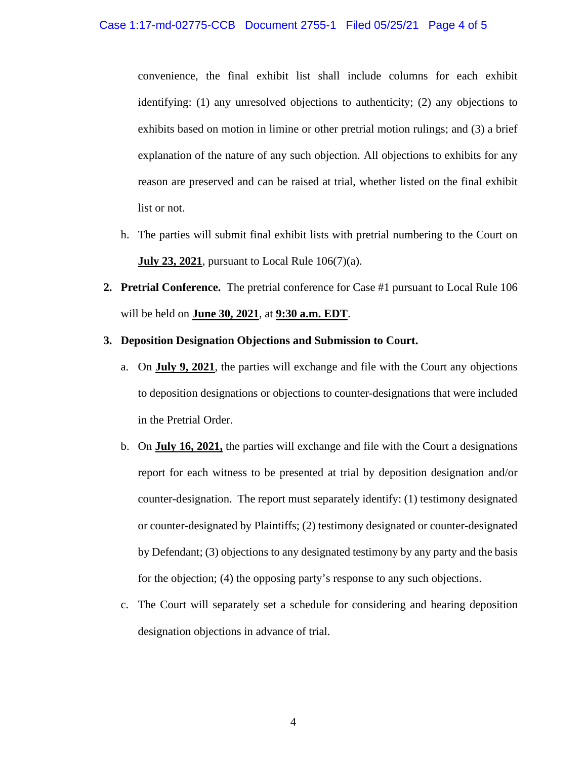convenience, the final exhibit list shall include columns for each exhibit identifying: (1) any unresolved objections to authenticity; (2) any objections to exhibits based on motion in limine or other pretrial motion rulings; and (3) a brief explanation of the nature of any such objection. All objections to exhibits for any reason are preserved and can be raised at trial, whether listed on the final exhibit list or not.

h. The parties will submit final exhibit lists with pretrial numbering to the Court on **July 23, 2021**, pursuant to Local Rule 106(7)(a).

2. **Pretrial Conference.** The pretrial conference for Case #1 pursuant to Local Rule 106 will be held on **June 30, 2021**, at **9:30 a.m. EDT**.

3. **Deposition Designation Objections and Submission to Court.**

   a. On **July 9, 2021**, the parties will exchange and file with the Court any objections to deposition designations or objections to counter-designations that were included in the Pretrial Order.

   b. On **July 16, 2021,** the parties will exchange and file with the Court a designations report for each witness to be presented at trial by deposition designation and/or counter-designation. The report must separately identify: (1) testimony designated or counter-designated by Plaintiffs; (2) testimony designated or counter-designated by Defendant; (3) objections to any designated testimony by any party and the basis for the objection; (4) the opposing party's response to any such objections.

   c. The Court will separately set a schedule for considering and hearing deposition designation objections in advance of trial.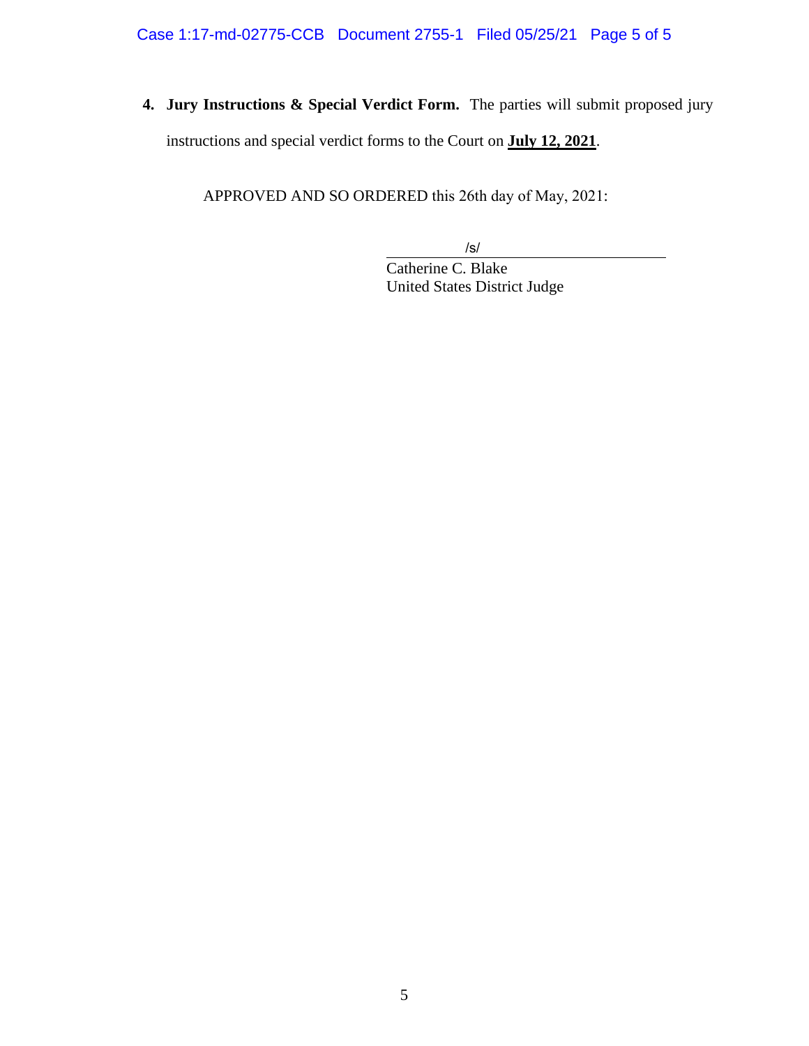4. **Jury Instructions & Special Verdict Form.** The parties will submit proposed jury instructions and special verdict forms to the Court on **July 12, 2021**.

APPROVED AND SO ORDERED this 26th day of May, 2021:

/s/
Catherine C. Blake
United States District Judge